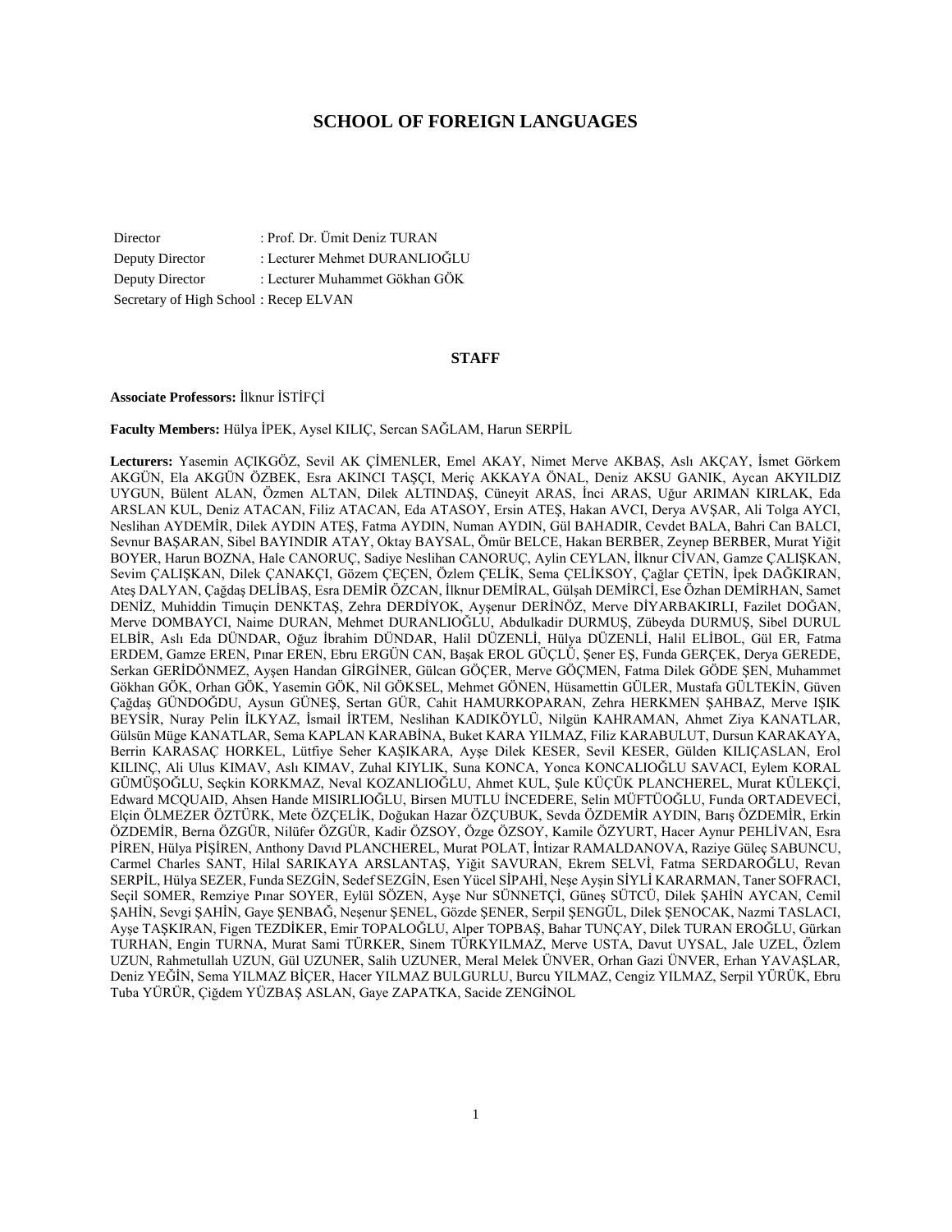# SCHOOL OF FOREIGN LANGUAGES

Director : Prof. Dr. Ümit Deniz TURAN
Deputy Director : Lecturer Mehmet DURANLIOĞLU
Deputy Director : Lecturer Muhammet Gökhan GÖK
Secretary of High School : Recep ELVAN

## STAFF

**Associate Professors:** İlknur İSTİFÇİ

**Faculty Members:** Hülya İPEK, Aysel KILIÇ, Sercan SAĞLAM, Harun SERPİL

**Lecturers:** Yasemin AÇIKGÖZ, Sevil AK ÇİMENLER, Emel AKAY, Nimet Merve AKBAŞ, Aslı AKÇAY, İsmet Görkem AKGÜN, Ela AKGÜN ÖZBEK, Esra AKINCI TAŞÇI, Meriç AKKAYA ÖNAL, Deniz AKSU GANIK, Aycan AKYILDIZ UYGUN, Bülent ALAN, Özmen ALTAN, Dilek ALTINDAŞ, Cüneyit ARAS, İnci ARAS, Uğur ARIMAN KIRLAK, Eda ARSLAN KUL, Deniz ATACAN, Filiz ATACAN, Eda ATASOY, Ersin ATEŞ, Hakan AVCI, Derya AVŞAR, Ali Tolga AYCI, Neslihan AYDEMİR, Dilek AYDIN ATEŞ, Fatma AYDIN, Numan AYDIN, Gül BAHADIR, Cevdet BALA, Bahri Can BALCI, Sevnur BAŞARAN, Sibel BAYINDIR ATAY, Oktay BAYSAL, Ömür BELCE, Hakan BERBER, Zeynep BERBER, Murat Yiğit BOYER, Harun BOZNA, Hale CANORUÇ, Sadiye Neslihan CANORUÇ, Aylin CEYLAN, İlknur CİVAN, Gamze ÇALIŞKAN, Sevim ÇALIŞKAN, Dilek ÇANAKÇI, Gözem ÇEÇEN, Özlem ÇELİK, Sema ÇELİKSOY, Çağlar ÇETİN, İpek DAĞKIRAN, Ateş DALYAN, Çağdaş DELİBAŞ, Esra DEMİR ÖZCAN, İlknur DEMİRAL, Gülşah DEMİRCİ, Ese Özhan DEMİRHAN, Samet DENİZ, Muhiddin Timuçin DENKTAŞ, Zehra DERDİYOK, Ayşenur DERİNÖZ, Merve DİYARBAKIRLI, Fazilet DOĞAN, Merve DOMBAYCI, Naime DURAN, Mehmet DURANLIOĞLU, Abdulkadir DURMUŞ, Zübeyda DURMUŞ, Sibel DURUL ELBİR, Aslı Eda DÜNDAR, Oğuz İbrahim DÜNDAR, Halil DÜZENLİ, Hülya DÜZENLİ, Halil ELİBOL, Gül ER, Fatma ERDEM, Gamze EREN, Pınar EREN, Ebru ERGÜN CAN, Başak EROL GÜÇLÜ, Şener EŞ, Funda GERÇEK, Derya GEREDE, Serkan GERİDÖNMEZ, Ayşen Handan GİRGİNER, Gülcan GÖÇER, Merve GÖÇMEN, Fatma Dilek GÖDE ŞEN, Muhammet Gökhan GÖK, Orhan GÖK, Yasemin GÖK, Nil GÖKSEL, Mehmet GÖNEN, Hüsamettin GÜLER, Mustafa GÜLTEKİN, Güven Çağdaş GÜNDOĞDU, Aysun GÜNEŞ, Sertan GÜR, Cahit HAMURKOPARAN, Zehra HERKMEN ŞAHBAZ, Merve IŞIK BEYSİR, Nuray Pelin İLKYAZ, İsmail İRTEM, Neslihan KADIKÖYLÜ, Nilgün KAHRAMAN, Ahmet Ziya KANATLAR, Gülsün Müge KANATLAR, Sema KAPLAN KARABİNA, Buket KARA YILMAZ, Filiz KARABULUT, Dursun KARAKAYA, Berrin KARASAÇ HORKEL, Lütfiye Seher KAŞIKARA, Ayşe Dilek KESER, Sevil KESER, Gülden KILIÇASLAN, Erol KILINÇ, Ali Ulus KIMAV, Aslı KIMAV, Zuhal KIYLIK, Suna KONCA, Yonca KONCALIOĞLU SAVACI, Eylem KORAL GÜMÜŞOĞLU, Seçkin KORKMAZ, Neval KOZANLIOĞLU, Ahmet KUL, Şule KÜÇÜK PLANCHEREL, Murat KÜLEKÇİ, Edward MCQUAID, Ahsen Hande MISIRLIOĞLU, Birsen MUTLU İNCEDERE, Selin MÜFTÜOĞLU, Funda ORTADEVECİ, Elçin ÖLMEZER ÖZTÜRK, Mete ÖZÇELİK, Doğukan Hazar ÖZÇUBUK, Sevda ÖZDEMİR AYDIN, Barış ÖZDEMİR, Erkin ÖZDEMİR, Berna ÖZGÜR, Nilüfer ÖZGÜR, Kadir ÖZSOY, Özge ÖZSOY, Kamile ÖZYURT, Hacer Aynur PEHLİVAN, Esra PİREN, Hülya PİŞİREN, Anthony Davıd PLANCHEREL, Murat POLAT, İntizar RAMALDANOVA, Raziye Güleç SABUNCU, Carmel Charles SANT, Hilal SARIKAYA ARSLANTAŞ, Yiğit SAVURAN, Ekrem SELVİ, Fatma SERDAROĞLU, Revan SERPİL, Hülya SEZER, Funda SEZGİN, Sedef SEZGİN, Esen Yücel SİPAHİ, Neşe Ayşin SİYLİ KARARMAN, Taner SOFRACI, Seçil SOMER, Remziye Pınar SOYER, Eylül SÖZEN, Ayşe Nur SÜNNETÇİ, Güneş SÜTCÜ, Dilek ŞAHİN AYCAN, Cemil ŞAHİN, Sevgi ŞAHİN, Gaye ŞENBAĞ, Neşenur ŞENEL, Gözde ŞENER, Serpil ŞENGÜL, Dilek ŞENOCAK, Nazmi TASLACI, Ayşe TAŞKIRAN, Figen TEZDİKER, Emir TOPALOĞLU, Alper TOPBAŞ, Bahar TUNÇAY, Dilek TURAN EROĞLU, Gürkan TURHAN, Engin TURNA, Murat Sami TÜRKER, Sinem TÜRKYILMAZ, Merve USTA, Davut UYSAL, Jale UZEL, Özlem UZUN, Rahmetullah UZUN, Gül UZUNER, Salih UZUNER, Meral Melek ÜNVER, Orhan Gazi ÜNVER, Erhan YAVAŞLAR, Deniz YEĞİN, Sema YILMAZ BİÇER, Hacer YILMAZ BULGURLU, Burcu YILMAZ, Cengiz YILMAZ, Serpil YÜRÜK, Ebru Tuba YÜRÜR, Çiğdem YÜZBAŞ ASLAN, Gaye ZAPATKA, Sacide ZENGİNOL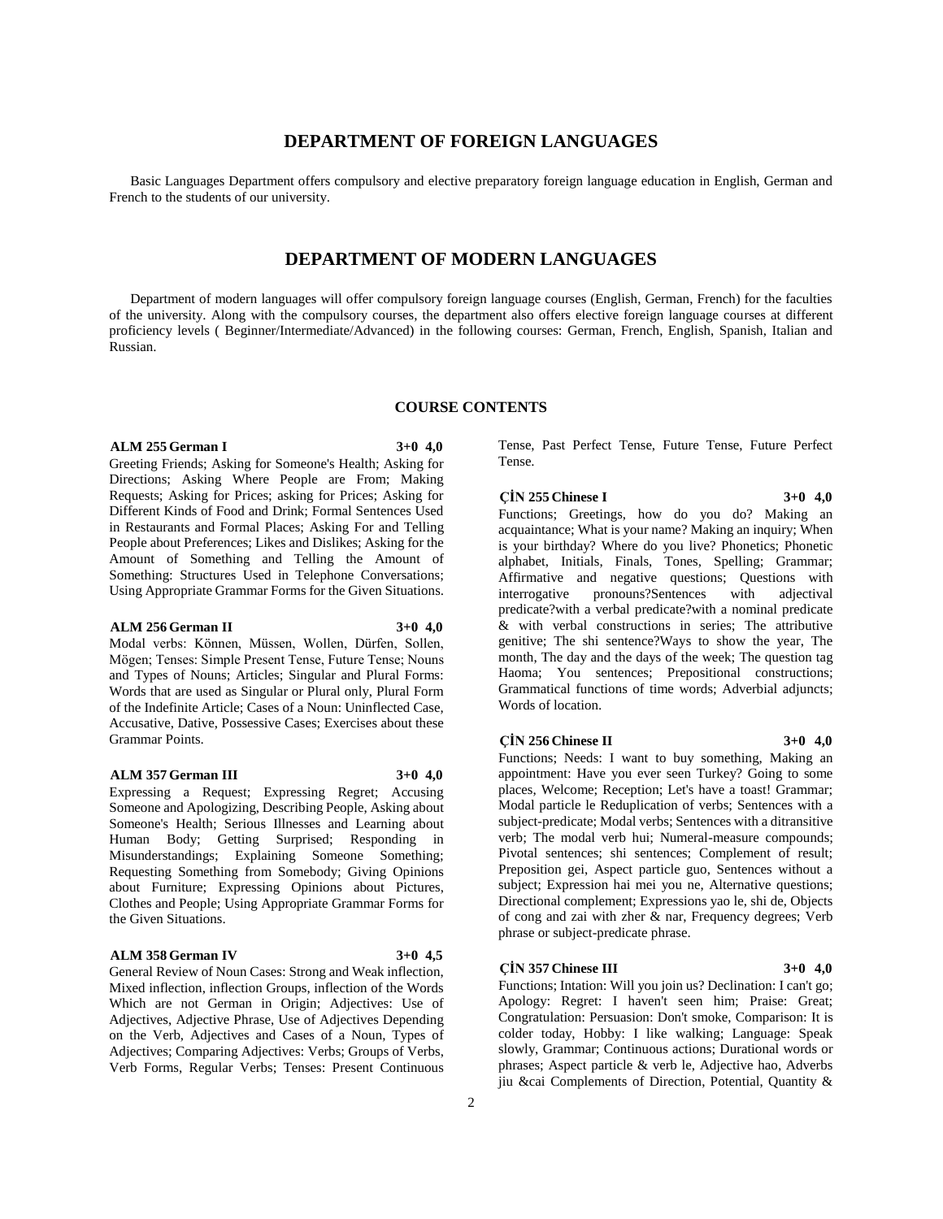# DEPARTMENT OF FOREIGN LANGUAGES

Basic Languages Department offers compulsory and elective preparatory foreign language education in English, German and French to the students of our university.

# DEPARTMENT OF MODERN LANGUAGES

Department of modern languages will offer compulsory foreign language courses (English, German, French) for the faculties of the university. Along with the compulsory courses, the department also offers elective foreign language courses at different proficiency levels ( Beginner/Intermediate/Advanced) in the following courses: German, French, English, Spanish, Italian and Russian.

## COURSE CONTENTS

**ALM 255 German I 3+0 4,0**
Greeting Friends; Asking for Someone's Health; Asking for Directions; Asking Where People are From; Making Requests; Asking for Prices; asking for Prices; Asking for Different Kinds of Food and Drink; Formal Sentences Used in Restaurants and Formal Places; Asking For and Telling People about Preferences; Likes and Dislikes; Asking for the Amount of Something and Telling the Amount of Something: Structures Used in Telephone Conversations; Using Appropriate Grammar Forms for the Given Situations.

**ALM 256 German II 3+0 4,0**
Modal verbs: Können, Müssen, Wollen, Dürfen, Sollen, Mögen; Tenses: Simple Present Tense, Future Tense; Nouns and Types of Nouns; Articles; Singular and Plural Forms: Words that are used as Singular or Plural only, Plural Form of the Indefinite Article; Cases of a Noun: Uninflected Case, Accusative, Dative, Possessive Cases; Exercises about these Grammar Points.

**ALM 357 German III 3+0 4,0**
Expressing a Request; Expressing Regret; Accusing Someone and Apologizing, Describing People, Asking about Someone's Health; Serious Illnesses and Learning about Human Body; Getting Surprised; Responding in Misunderstandings; Explaining Someone Something; Requesting Something from Somebody; Giving Opinions about Furniture; Expressing Opinions about Pictures, Clothes and People; Using Appropriate Grammar Forms for the Given Situations.

**ALM 358 German IV 3+0 4,5**
General Review of Noun Cases: Strong and Weak inflection, Mixed inflection, inflection Groups, inflection of the Words Which are not German in Origin; Adjectives: Use of Adjectives, Adjective Phrase, Use of Adjectives Depending on the Verb, Adjectives and Cases of a Noun, Types of Adjectives; Comparing Adjectives: Verbs; Groups of Verbs, Verb Forms, Regular Verbs; Tenses: Present Continuous Tense, Past Perfect Tense, Future Tense, Future Perfect Tense.

**ÇİN 255 Chinese I 3+0 4,0**
Functions; Greetings, how do you do? Making an acquaintance; What is your name? Making an inquiry; When is your birthday? Where do you live? Phonetics; Phonetic alphabet, Initials, Finals, Tones, Spelling; Grammar; Affirmative and negative questions; Questions with interrogative pronouns?Sentences with adjectival predicate?with a verbal predicate?with a nominal predicate & with verbal constructions in series; The attributive genitive; The shi sentence?Ways to show the year, The month, The day and the days of the week; The question tag Haoma; You sentences; Prepositional constructions; Grammatical functions of time words; Adverbial adjuncts; Words of location.

**ÇİN 256 Chinese II 3+0 4,0**
Functions; Needs: I want to buy something, Making an appointment: Have you ever seen Turkey? Going to some places, Welcome; Reception; Let's have a toast! Grammar; Modal particle le Reduplication of verbs; Sentences with a subject-predicate; Modal verbs; Sentences with a ditransitive verb; The modal verb hui; Numeral-measure compounds; Pivotal sentences; shi sentences; Complement of result; Preposition gei, Aspect particle guo, Sentences without a subject; Expression hai mei you ne, Alternative questions; Directional complement; Expressions yao le, shi de, Objects of cong and zai with zher & nar, Frequency degrees; Verb phrase or subject-predicate phrase.

**ÇİN 357 Chinese III 3+0 4,0**
Functions; Intation: Will you join us? Declination: I can't go; Apology: Regret: I haven't seen him; Praise: Great; Congratulation: Persuasion: Don't smoke, Comparison: It is colder today, Hobby: I like walking; Language: Speak slowly, Grammar; Continuous actions; Durational words or phrases; Aspect particle & verb le, Adjective hao, Adverbs jiu &cai Complements of Direction, Potential, Quantity &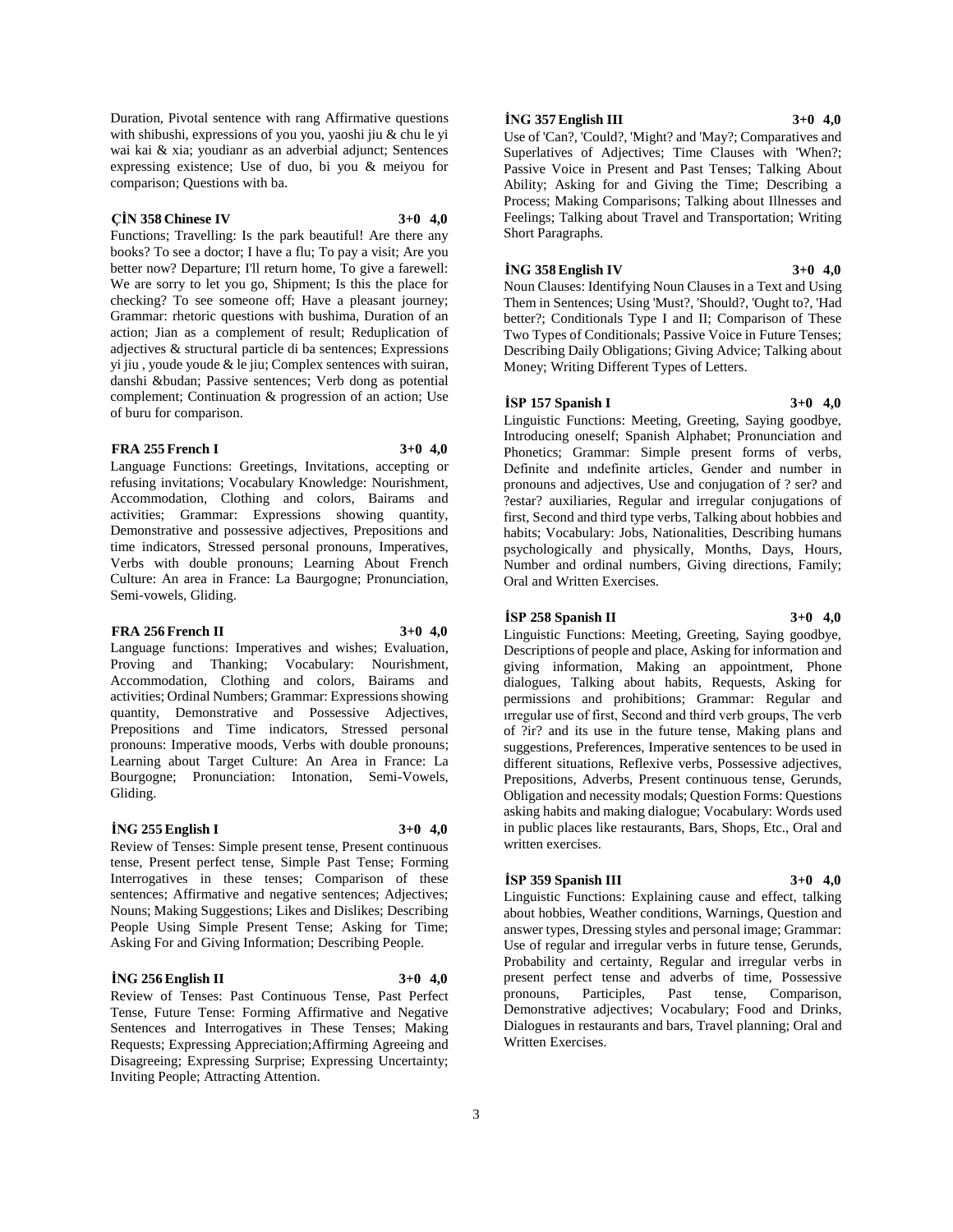Duration, Pivotal sentence with rang Affirmative questions with shibushi, expressions of you you, yaoshi jiu & chu le yi wai kai & xia; youdianr as an adverbial adjunct; Sentences expressing existence; Use of duo, bi you & meiyou for comparison; Questions with ba.

**ÇİN 358 Chinese IV** **3+0 4,0**
Functions; Travelling: Is the park beautiful! Are there any books? To see a doctor; I have a flu; To pay a visit; Are you better now? Departure; I'll return home, To give a farewell: We are sorry to let you go, Shipment; Is this the place for checking? To see someone off; Have a pleasant journey; Grammar: rhetoric questions with bushima, Duration of an action; Jian as a complement of result; Reduplication of adjectives & structural particle di ba sentences; Expressions yi jiu , youde youde & le jiu; Complex sentences with suiran, danshi &budan; Passive sentences; Verb dong as potential complement; Continuation & progression of an action; Use of buru for comparison.

**FRA 255 French I** **3+0 4,0**
Language Functions: Greetings, Invitations, accepting or refusing invitations; Vocabulary Knowledge: Nourishment, Accommodation, Clothing and colors, Bairams and activities; Grammar: Expressions showing quantity, Demonstrative and possessive adjectives, Prepositions and time indicators, Stressed personal pronouns, Imperatives, Verbs with double pronouns; Learning About French Culture: An area in France: La Baurgogne; Pronunciation, Semi-vowels, Gliding.

**FRA 256 French II** **3+0 4,0**
Language functions: Imperatives and wishes; Evaluation, Proving and Thanking; Vocabulary: Nourishment, Accommodation, Clothing and colors, Bairams and activities; Ordinal Numbers; Grammar: Expressions showing quantity, Demonstrative and Possessive Adjectives, Prepositions and Time indicators, Stressed personal pronouns: Imperative moods, Verbs with double pronouns; Learning about Target Culture: An Area in France: La Bourgogne; Pronunciation: Intonation, Semi-Vowels, Gliding.

**İNG 255 English I** **3+0 4,0**
Review of Tenses: Simple present tense, Present continuous tense, Present perfect tense, Simple Past Tense; Forming Interrogatives in these tenses; Comparison of these sentences; Affirmative and negative sentences; Adjectives; Nouns; Making Suggestions; Likes and Dislikes; Describing People Using Simple Present Tense; Asking for Time; Asking For and Giving Information; Describing People.

**İNG 256 English II** **3+0 4,0**
Review of Tenses: Past Continuous Tense, Past Perfect Tense, Future Tense: Forming Affirmative and Negative Sentences and Interrogatives in These Tenses; Making Requests; Expressing Appreciation;Affirming Agreeing and Disagreeing; Expressing Surprise; Expressing Uncertainty; Inviting People; Attracting Attention.

**İNG 357 English III** **3+0 4,0**
Use of 'Can?, 'Could?, 'Might? and 'May?; Comparatives and Superlatives of Adjectives; Time Clauses with 'When?; Passive Voice in Present and Past Tenses; Talking About Ability; Asking for and Giving the Time; Describing a Process; Making Comparisons; Talking about Illnesses and Feelings; Talking about Travel and Transportation; Writing Short Paragraphs.

**İNG 358 English IV** **3+0 4,0**
Noun Clauses: Identifying Noun Clauses in a Text and Using Them in Sentences; Using 'Must?, 'Should?, 'Ought to?, 'Had better?; Conditionals Type I and II; Comparison of These Two Types of Conditionals; Passive Voice in Future Tenses; Describing Daily Obligations; Giving Advice; Talking about Money; Writing Different Types of Letters.

**İSP 157 Spanish I** **3+0 4,0**
Linguistic Functions: Meeting, Greeting, Saying goodbye, Introducing oneself; Spanish Alphabet; Pronunciation and Phonetics; Grammar: Simple present forms of verbs, Definite and ındefinite articles, Gender and number in pronouns and adjectives, Use and conjugation of ? ser? and ?estar? auxiliaries, Regular and irregular conjugations of first, Second and third type verbs, Talking about hobbies and habits; Vocabulary: Jobs, Nationalities, Describing humans psychologically and physically, Months, Days, Hours, Number and ordinal numbers, Giving directions, Family; Oral and Written Exercises.

**İSP 258 Spanish II** **3+0 4,0**
Linguistic Functions: Meeting, Greeting, Saying goodbye, Descriptions of people and place, Asking for information and giving information, Making an appointment, Phone dialogues, Talking about habits, Requests, Asking for permissions and prohibitions; Grammar: Regular and ırregular use of first, Second and third verb groups, The verb of ?ir? and its use in the future tense, Making plans and suggestions, Preferences, Imperative sentences to be used in different situations, Reflexive verbs, Possessive adjectives, Prepositions, Adverbs, Present continuous tense, Gerunds, Obligation and necessity modals; Question Forms: Questions asking habits and making dialogue; Vocabulary: Words used in public places like restaurants, Bars, Shops, Etc., Oral and written exercises.

**İSP 359 Spanish III** **3+0 4,0**
Linguistic Functions: Explaining cause and effect, talking about hobbies, Weather conditions, Warnings, Question and answer types, Dressing styles and personal image; Grammar: Use of regular and irregular verbs in future tense, Gerunds, Probability and certainty, Regular and irregular verbs in present perfect tense and adverbs of time, Possessive pronouns, Participles, Past tense, Comparison, Demonstrative adjectives; Vocabulary; Food and Drinks, Dialogues in restaurants and bars, Travel planning; Oral and Written Exercises.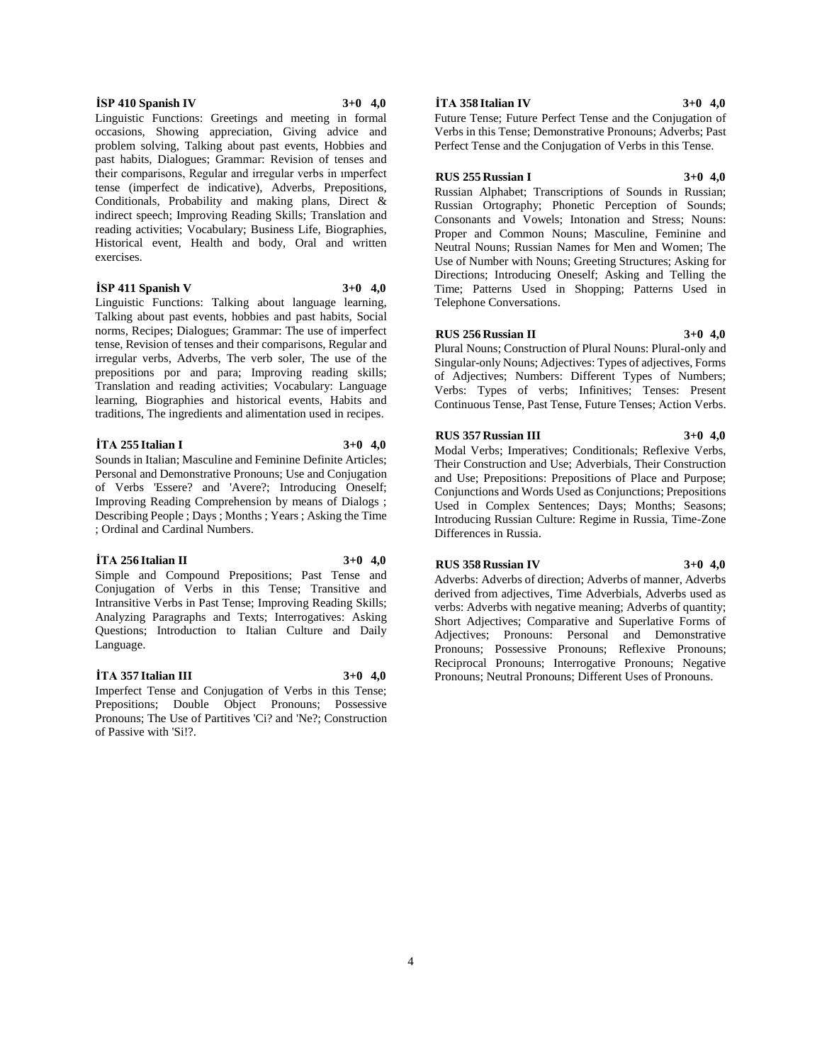**İSP 410 Spanish IV 3+0 4,0**

Linguistic Functions: Greetings and meeting in formal occasions, Showing appreciation, Giving advice and problem solving, Talking about past events, Hobbies and past habits, Dialogues; Grammar: Revision of tenses and their comparisons, Regular and irregular verbs in ımperfect tense (imperfect de indicative), Adverbs, Prepositions, Conditionals, Probability and making plans, Direct & indirect speech; Improving Reading Skills; Translation and reading activities; Vocabulary; Business Life, Biographies, Historical event, Health and body, Oral and written exercises.

**İSP 411 Spanish V 3+0 4,0**

Linguistic Functions: Talking about language learning, Talking about past events, hobbies and past habits, Social norms, Recipes; Dialogues; Grammar: The use of imperfect tense, Revision of tenses and their comparisons, Regular and irregular verbs, Adverbs, The verb soler, The use of the prepositions por and para; Improving reading skills; Translation and reading activities; Vocabulary: Language learning, Biographies and historical events, Habits and traditions, The ingredients and alimentation used in recipes.

**İTA 255 Italian I 3+0 4,0**

Sounds in Italian; Masculine and Feminine Definite Articles; Personal and Demonstrative Pronouns; Use and Conjugation of Verbs 'Essere? and 'Avere?; Introducing Oneself; Improving Reading Comprehension by means of Dialogs ; Describing People ; Days ; Months ; Years ; Asking the Time ; Ordinal and Cardinal Numbers.

**İTA 256 Italian II 3+0 4,0**

Simple and Compound Prepositions; Past Tense and Conjugation of Verbs in this Tense; Transitive and Intransitive Verbs in Past Tense; Improving Reading Skills; Analyzing Paragraphs and Texts; Interrogatives: Asking Questions; Introduction to Italian Culture and Daily Language.

**İTA 357 Italian III 3+0 4,0**

Imperfect Tense and Conjugation of Verbs in this Tense; Prepositions; Double Object Pronouns; Possessive Pronouns; The Use of Partitives 'Ci? and 'Ne?; Construction of Passive with 'Si!?.

**İTA 358 Italian IV 3+0 4,0**

Future Tense; Future Perfect Tense and the Conjugation of Verbs in this Tense; Demonstrative Pronouns; Adverbs; Past Perfect Tense and the Conjugation of Verbs in this Tense.

**RUS 255 Russian I 3+0 4,0**

Russian Alphabet; Transcriptions of Sounds in Russian; Russian Ortography; Phonetic Perception of Sounds; Consonants and Vowels; Intonation and Stress; Nouns: Proper and Common Nouns; Masculine, Feminine and Neutral Nouns; Russian Names for Men and Women; The Use of Number with Nouns; Greeting Structures; Asking for Directions; Introducing Oneself; Asking and Telling the Time; Patterns Used in Shopping; Patterns Used in Telephone Conversations.

**RUS 256 Russian II 3+0 4,0**

Plural Nouns; Construction of Plural Nouns: Plural-only and Singular-only Nouns; Adjectives: Types of adjectives, Forms of Adjectives; Numbers: Different Types of Numbers; Verbs: Types of verbs; Infinitives; Tenses: Present Continuous Tense, Past Tense, Future Tenses; Action Verbs.

**RUS 357 Russian III 3+0 4,0**

Modal Verbs; Imperatives; Conditionals; Reflexive Verbs, Their Construction and Use; Adverbials, Their Construction and Use; Prepositions: Prepositions of Place and Purpose; Conjunctions and Words Used as Conjunctions; Prepositions Used in Complex Sentences; Days; Months; Seasons; Introducing Russian Culture: Regime in Russia, Time-Zone Differences in Russia.

**RUS 358 Russian IV 3+0 4,0**

Adverbs: Adverbs of direction; Adverbs of manner, Adverbs derived from adjectives, Time Adverbials, Adverbs used as verbs: Adverbs with negative meaning; Adverbs of quantity; Short Adjectives; Comparative and Superlative Forms of Adjectives; Pronouns: Personal and Demonstrative Pronouns; Possessive Pronouns; Reflexive Pronouns; Reciprocal Pronouns; Interrogative Pronouns; Negative Pronouns; Neutral Pronouns; Different Uses of Pronouns.